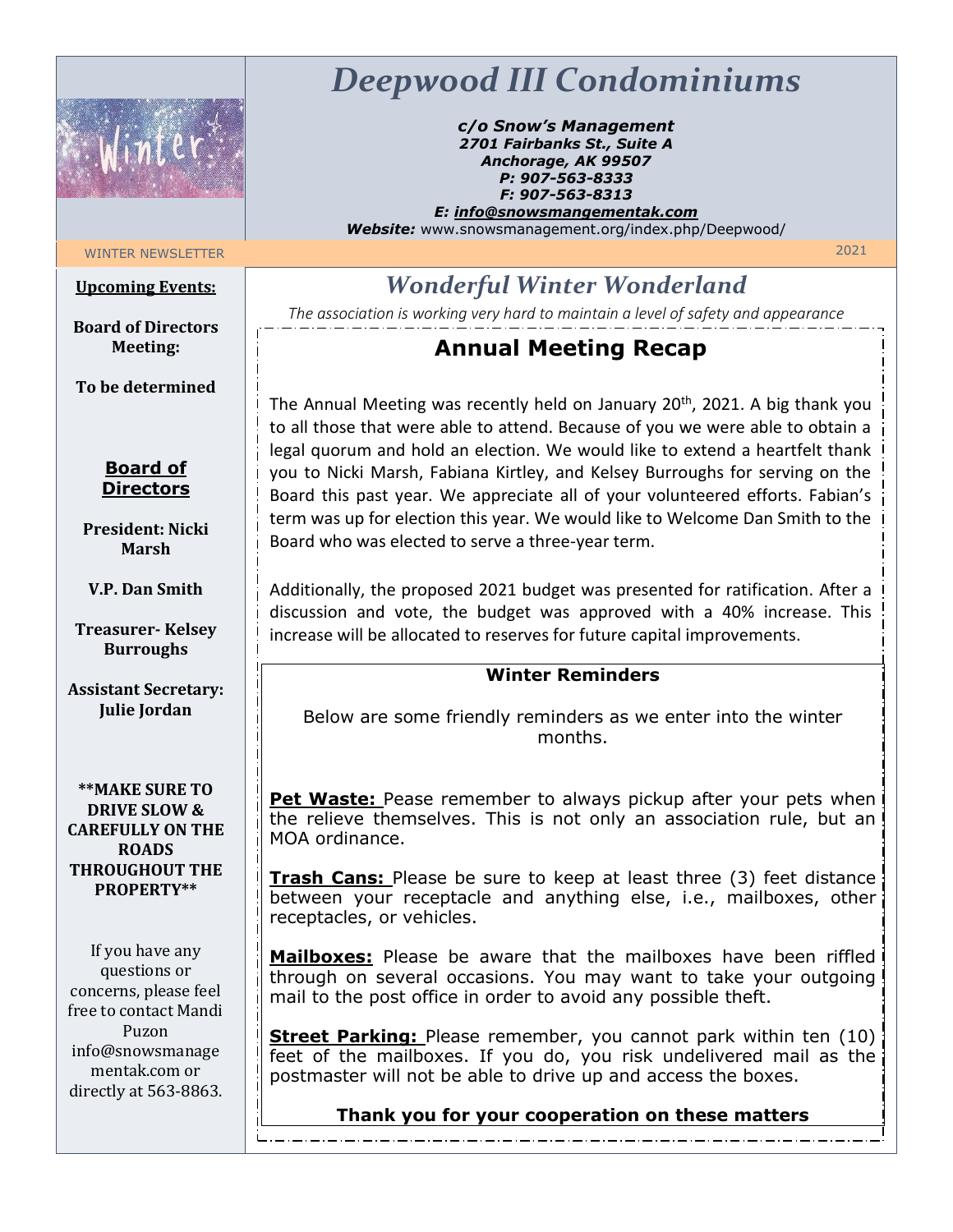# Deepwood III Condominiums

***c/o Snow's Management***
***2701 Fairbanks St., Suite A***
***Anchorage, AK 99507***
***P: 907-563-8333***
***F: 907-563-8313***
***E: info@snowsmangementak.com***
***Website:*** www.snowsmanagement.org/index.php/Deepwood/

WINTER NEWSLETTER 2021

**Upcoming Events:**

**Board of Directors Meeting:**

**To be determined**

**Board of Directors**

**President: Nicki Marsh**

**V.P. Dan Smith**

**Treasurer- Kelsey Burroughs**

**Assistant Secretary: Julie Jordan**

****MAKE SURE TO DRIVE SLOW & CAREFULLY ON THE ROADS THROUGHOUT THE PROPERTY****

If you have any questions or concerns, please feel free to contact Mandi Puzon info@snowsmanagementak.com or directly at 563-8863.

## *Wonderful Winter Wonderland*

*The association is working very hard to maintain a level of safety and appearance*

## Annual Meeting Recap

The Annual Meeting was recently held on January 20th, 2021. A big thank you to all those that were able to attend. Because of you we were able to obtain a legal quorum and hold an election. We would like to extend a heartfelt thank you to Nicki Marsh, Fabiana Kirtley, and Kelsey Burroughs for serving on the Board this past year. We appreciate all of your volunteered efforts. Fabian's term was up for election this year. We would like to Welcome Dan Smith to the Board who was elected to serve a three-year term.

Additionally, the proposed 2021 budget was presented for ratification. After a discussion and vote, the budget was approved with a 40% increase. This increase will be allocated to reserves for future capital improvements.

### Winter Reminders

Below are some friendly reminders as we enter into the winter months.

**Pet Waste:** Pease remember to always pickup after your pets when the relieve themselves. This is not only an association rule, but an MOA ordinance.

**Trash Cans:** Please be sure to keep at least three (3) feet distance between your receptacle and anything else, i.e., mailboxes, other receptacles, or vehicles.

**Mailboxes:** Please be aware that the mailboxes have been riffled through on several occasions. You may want to take your outgoing mail to the post office in order to avoid any possible theft.

**Street Parking:** Please remember, you cannot park within ten (10) feet of the mailboxes. If you do, you risk undelivered mail as the postmaster will not be able to drive up and access the boxes.

**Thank you for your cooperation on these matters**